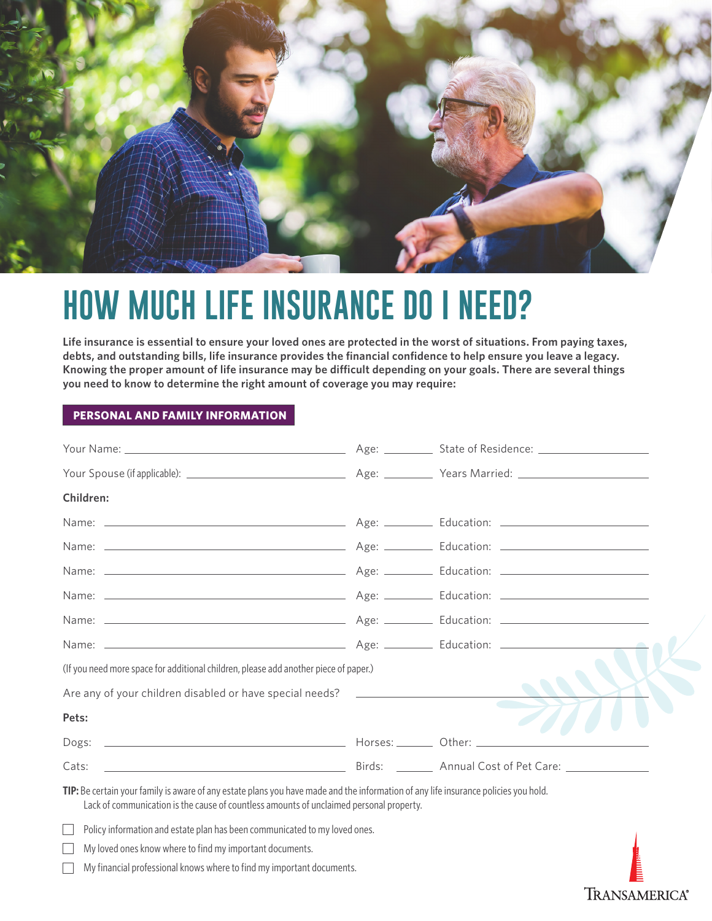# HOW MUCH LIFE INSURANCE DO I NEED?

**Life insurance is essential to ensure your loved ones are protected in the worst of situations. From paying taxes, debts, and outstanding bills, life insurance provides the financial confidence to help ensure you leave a legacy. Knowing the proper amount of life insurance may be difficult depending on your goals. There are several things you need to know to determine the right amount of coverage you may require:**

## PERSONAL AND FAMILY INFORMATION

Your Name: ______________________ Age: ________ State of Residence: ______________________

Your Spouse (if applicable): ______________________ Age: ________ Years Married: ______________________

**Children:**

Name: ______________________ Age: ________ Education: ______________________

Name: ______________________ Age: ________ Education: ______________________

Name: ______________________ Age: ________ Education: ______________________

Name: ______________________ Age: ________ Education: ______________________

Name: ______________________ Age: ________ Education: ______________________

Name: ______________________ Age: ________ Education: ______________________

(If you need more space for additional children, please add another piece of paper.)

Are any of your children disabled or have special needs? ______________________

**Pets:**

Dogs: ______________________ Horses: ________ Other: ______________________

Cats: ______________________ Birds: ________ Annual Cost of Pet Care: ______________________

**TIP:** Be certain your family is aware of any estate plans you have made and the information of any life insurance policies you hold. Lack of communication is the cause of countless amounts of unclaimed personal property.

- [ ] Policy information and estate plan has been communicated to my loved ones.
- [ ] My loved ones know where to find my important documents.
- [ ] My financial professional knows where to find my important documents.

TRANSAMERICA®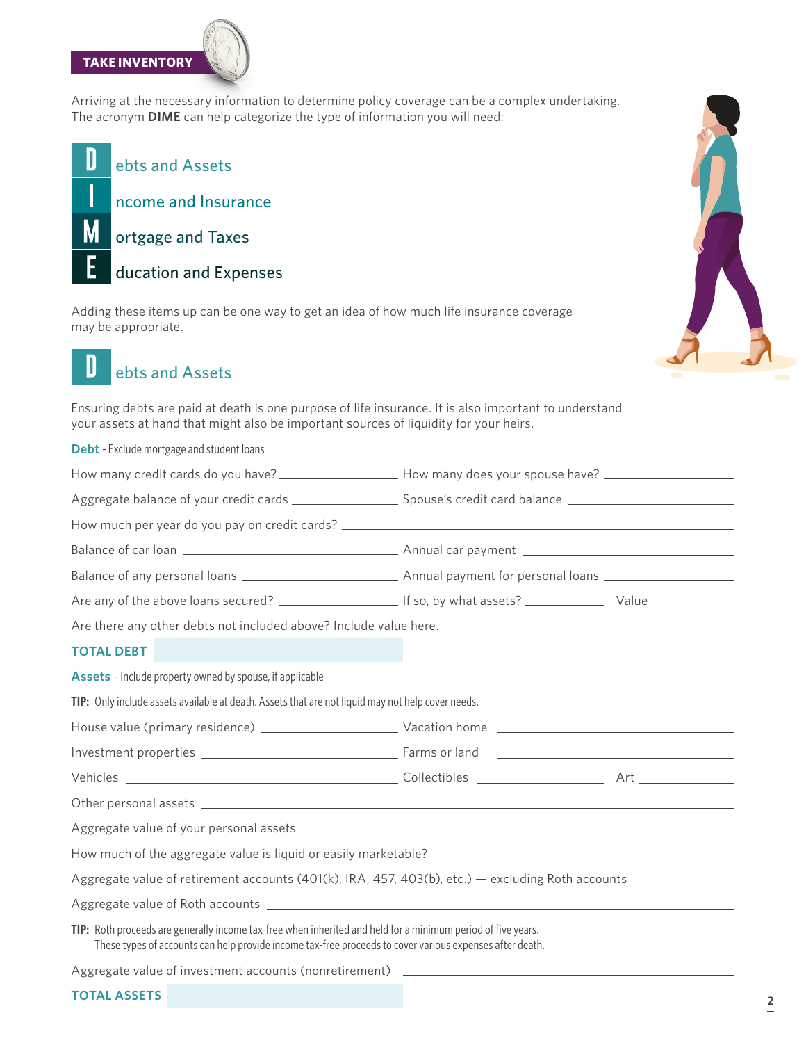## TAKE INVENTORY

Arriving at the necessary information to determine policy coverage can be a complex undertaking. The acronym **DIME** can help categorize the type of information you will need:

- **D**ebts and Assets
- **I**ncome and Insurance
- **M**ortgage and Taxes
- **E**ducation and Expenses

Adding these items up can be one way to get an idea of how much life insurance coverage may be appropriate.

## Debts and Assets

Ensuring debts are paid at death is one purpose of life insurance. It is also important to understand your assets at hand that might also be important sources of liquidity for your heirs.

**Debt** - Exclude mortgage and student loans

How many credit cards do you have? ______________ How many does your spouse have? ______________

Aggregate balance of your credit cards ______________ Spouse's credit card balance ______________

How much per year do you pay on credit cards? ______________

Balance of car loan ______________ Annual car payment ______________

Balance of any personal loans ______________ Annual payment for personal loans ______________

Are any of the above loans secured? ______________ If so, by what assets? ______________ Value ______________

Are there any other debts not included above? Include value here. ______________

**TOTAL DEBT** ______________

**Assets** - Include property owned by spouse, if applicable

**TIP:** Only include assets available at death. Assets that are not liquid may not help cover needs.

House value (primary residence) ______________ Vacation home ______________

Investment properties ______________ Farms or land ______________

Vehicles ______________ Collectibles ______________ Art ______________

Other personal assets ______________

Aggregate value of your personal assets ______________

How much of the aggregate value is liquid or easily marketable? ______________

Aggregate value of retirement accounts (401(k), IRA, 457, 403(b), etc.) — excluding Roth accounts ______________

Aggregate value of Roth accounts ______________

**TIP:** Roth proceeds are generally income tax-free when inherited and held for a minimum period of five years. These types of accounts can help provide income tax-free proceeds to cover various expenses after death.

Aggregate value of investment accounts (nonretirement) ______________

**TOTAL ASSETS** ______________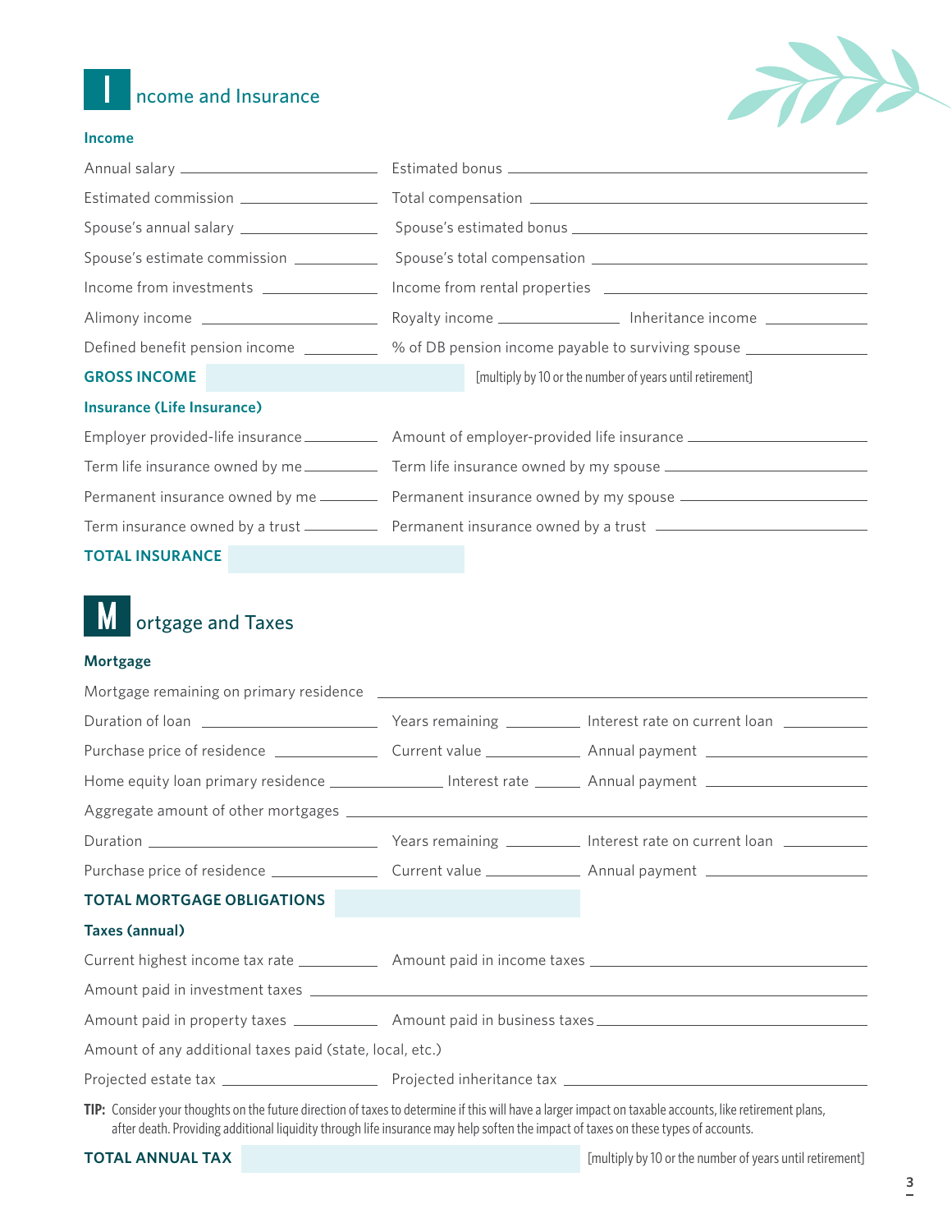## Income and Insurance

### Income

Annual salary ________________ Estimated bonus ________________

Estimated commission ________________ Total compensation ________________

Spouse's annual salary ________________ Spouse's estimated bonus ________________

Spouse's estimate commission ________________ Spouse's total compensation ________________

Income from investments ________________ Income from rental properties ________________

Alimony income ________________ Royalty income ________________ Inheritance income ________________

Defined benefit pension income ________________ % of DB pension income payable to surviving spouse ________________

**GROSS INCOME** ________________ [multiply by 10 or the number of years until retirement]

### Insurance (Life Insurance)

Employer provided-life insurance ________________ Amount of employer-provided life insurance ________________

Term life insurance owned by me ________________ Term life insurance owned by my spouse ________________

Permanent insurance owned by me ________________ Permanent insurance owned by my spouse ________________

Term insurance owned by a trust ________________ Permanent insurance owned by a trust ________________

**TOTAL INSURANCE** ________________

## Mortgage and Taxes

### Mortgage

Mortgage remaining on primary residence ________________

Duration of loan ________________ Years remaining ________________ Interest rate on current loan ________________

Purchase price of residence ________________ Current value ________________ Annual payment ________________

Home equity loan primary residence ________________ Interest rate ________________ Annual payment ________________

Aggregate amount of other mortgages ________________

Duration ________________ Years remaining ________________ Interest rate on current loan ________________

Purchase price of residence ________________ Current value ________________ Annual payment ________________

**TOTAL MORTGAGE OBLIGATIONS** ________________

### Taxes (annual)

Current highest income tax rate ________________ Amount paid in income taxes ________________

Amount paid in investment taxes ________________

Amount paid in property taxes ________________ Amount paid in business taxes ________________

Amount of any additional taxes paid (state, local, etc.)

Projected estate tax ________________ Projected inheritance tax ________________

**TIP:** Consider your thoughts on the future direction of taxes to determine if this will have a larger impact on taxable accounts, like retirement plans, after death. Providing additional liquidity through life insurance may help soften the impact of taxes on these types of accounts.

**TOTAL ANNUAL TAX** ________________ [multiply by 10 or the number of years until retirement]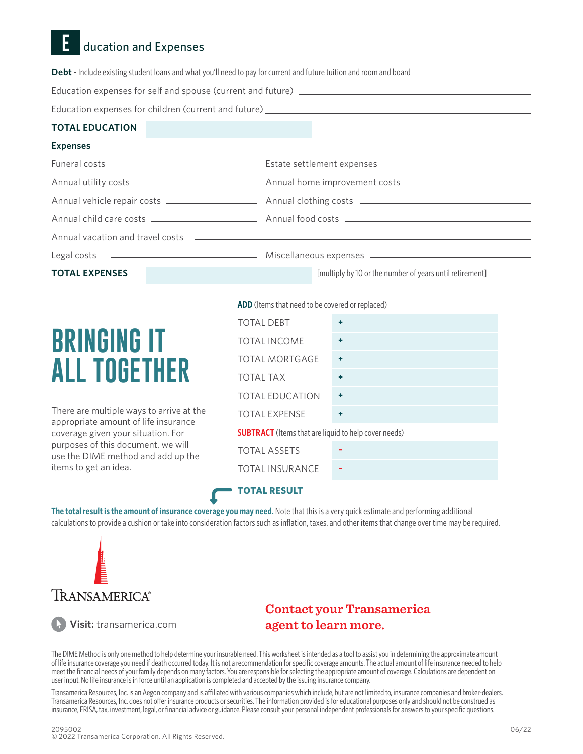## Education and Expenses

**Debt** - Include existing student loans and what you'll need to pay for current and future tuition and room and board

Education expenses for self and spouse (current and future) ____________________

Education expenses for children (current and future) ____________________

**TOTAL EDUCATION** ____________________

**Expenses**

Funeral costs ____________________

Estate settlement expenses ____________________

Annual utility costs ____________________

Annual home improvement costs ____________________

Annual vehicle repair costs ____________________

Annual clothing costs ____________________

Annual child care costs ____________________

Annual food costs ____________________

Annual vacation and travel costs ____________________

Legal costs ____________________

Miscellaneous expenses ____________________

**TOTAL EXPENSES** ____________________ [multiply by 10 or the number of years until retirement]

## BRINGING IT ALL TOGETHER

There are multiple ways to arrive at the appropriate amount of life insurance coverage given your situation. For purposes of this document, we will use the DIME method and add up the items to get an idea.

**ADD** (Items that need to be covered or replaced)

| | |
|---|---|
| TOTAL DEBT | + |
| TOTAL INCOME | + |
| TOTAL MORTGAGE | + |
| TOTAL TAX | + |
| TOTAL EDUCATION | + |
| TOTAL EXPENSE | + |

**SUBTRACT** (Items that are liquid to help cover needs)

| | |
|---|---|
| TOTAL ASSETS | - |
| TOTAL INSURANCE | - |

**TOTAL RESULT** ____________________

**The total result is the amount of insurance coverage you may need.** Note that this is a very quick estimate and performing additional calculations to provide a cushion or take into consideration factors such as inflation, taxes, and other items that change over time may be required.

TRANSAMERICA®

**Visit:** transamerica.com

**Contact your Transamerica agent to learn more.**

The DIME Method is only one method to help determine your insurable need. This worksheet is intended as a tool to assist you in determining the approximate amount of life insurance coverage you need if death occurred today. It is not a recommendation for specific coverage amounts. The actual amount of life insurance needed to help meet the financial needs of your family depends on many factors. You are responsible for selecting the appropriate amount of coverage. Calculations are dependent on user input. No life insurance is in force until an application is completed and accepted by the issuing insurance company.

Transamerica Resources, Inc. is an Aegon company and is affiliated with various companies which include, but are not limited to, insurance companies and broker-dealers. Transamerica Resources, Inc. does not offer insurance products or securities. The information provided is for educational purposes only and should not be construed as insurance, ERISA, tax, investment, legal, or financial advice or guidance. Please consult your personal independent professionals for answers to your specific questions.

2095002
© 2022 Transamerica Corporation. All Rights Reserved.

06/22